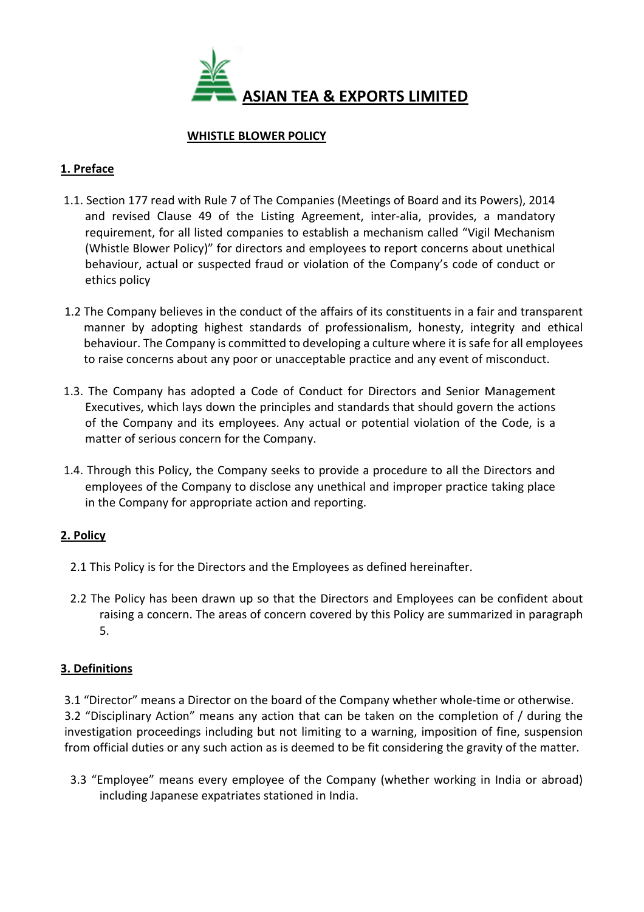# ASIAN TEA & EXPORTS LIMITED

## WHISTLE BLOWER POLICY

### 1. Preface

1.1. Section 177 read with Rule 7 of The Companies (Meetings of Board and its Powers), 2014 and revised Clause 49 of the Listing Agreement, inter-alia, provides, a mandatory requirement, for all listed companies to establish a mechanism called "Vigil Mechanism (Whistle Blower Policy)" for directors and employees to report concerns about unethical behaviour, actual or suspected fraud or violation of the Company's code of conduct or ethics policy

1.2 The Company believes in the conduct of the affairs of its constituents in a fair and transparent manner by adopting highest standards of professionalism, honesty, integrity and ethical behaviour. The Company is committed to developing a culture where it is safe for all employees to raise concerns about any poor or unacceptable practice and any event of misconduct.

1.3. The Company has adopted a Code of Conduct for Directors and Senior Management Executives, which lays down the principles and standards that should govern the actions of the Company and its employees. Any actual or potential violation of the Code, is a matter of serious concern for the Company.

1.4. Through this Policy, the Company seeks to provide a procedure to all the Directors and employees of the Company to disclose any unethical and improper practice taking place in the Company for appropriate action and reporting.

### 2. Policy

2.1 This Policy is for the Directors and the Employees as defined hereinafter.

2.2 The Policy has been drawn up so that the Directors and Employees can be confident about raising a concern. The areas of concern covered by this Policy are summarized in paragraph 5.

### 3. Definitions

3.1 "Director" means a Director on the board of the Company whether whole-time or otherwise.

3.2 "Disciplinary Action" means any action that can be taken on the completion of / during the investigation proceedings including but not limiting to a warning, imposition of fine, suspension from official duties or any such action as is deemed to be fit considering the gravity of the matter.

3.3 "Employee" means every employee of the Company (whether working in India or abroad) including Japanese expatriates stationed in India.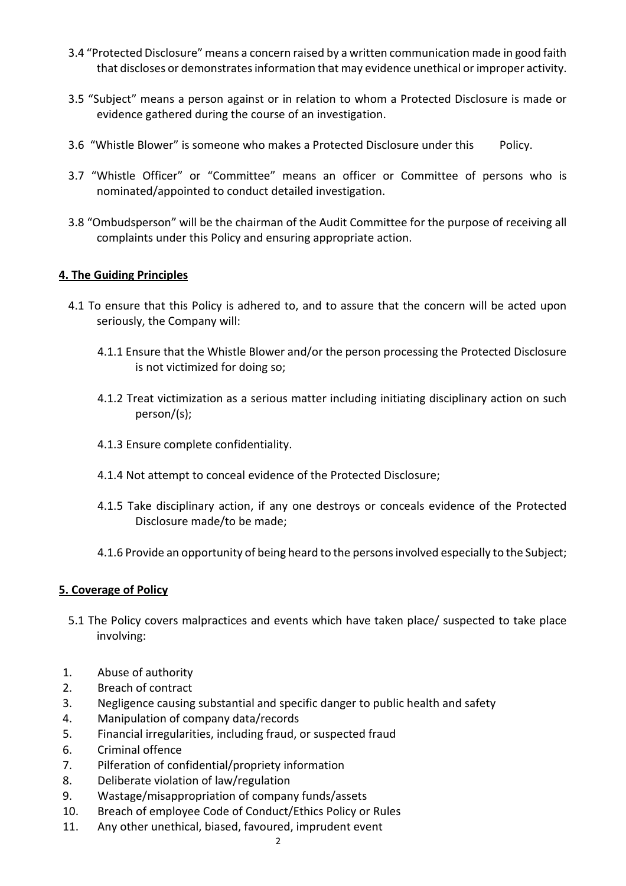3.4 "Protected Disclosure" means a concern raised by a written communication made in good faith that discloses or demonstrates information that may evidence unethical or improper activity.

3.5 "Subject" means a person against or in relation to whom a Protected Disclosure is made or evidence gathered during the course of an investigation.

3.6 "Whistle Blower" is someone who makes a Protected Disclosure under this Policy.

3.7 "Whistle Officer" or "Committee" means an officer or Committee of persons who is nominated/appointed to conduct detailed investigation.

3.8 "Ombudsperson" will be the chairman of the Audit Committee for the purpose of receiving all complaints under this Policy and ensuring appropriate action.

## 4. The Guiding Principles

4.1 To ensure that this Policy is adhered to, and to assure that the concern will be acted upon seriously, the Company will:

4.1.1 Ensure that the Whistle Blower and/or the person processing the Protected Disclosure is not victimized for doing so;

4.1.2 Treat victimization as a serious matter including initiating disciplinary action on such person/(s);

4.1.3 Ensure complete confidentiality.

4.1.4 Not attempt to conceal evidence of the Protected Disclosure;

4.1.5 Take disciplinary action, if any one destroys or conceals evidence of the Protected Disclosure made/to be made;

4.1.6 Provide an opportunity of being heard to the persons involved especially to the Subject;

## 5. Coverage of Policy

5.1 The Policy covers malpractices and events which have taken place/ suspected to take place involving:

1. Abuse of authority
2. Breach of contract
3. Negligence causing substantial and specific danger to public health and safety
4. Manipulation of company data/records
5. Financial irregularities, including fraud, or suspected fraud
6. Criminal offence
7. Pilferation of confidential/propriety information
8. Deliberate violation of law/regulation
9. Wastage/misappropriation of company funds/assets
10. Breach of employee Code of Conduct/Ethics Policy or Rules
11. Any other unethical, biased, favoured, imprudent event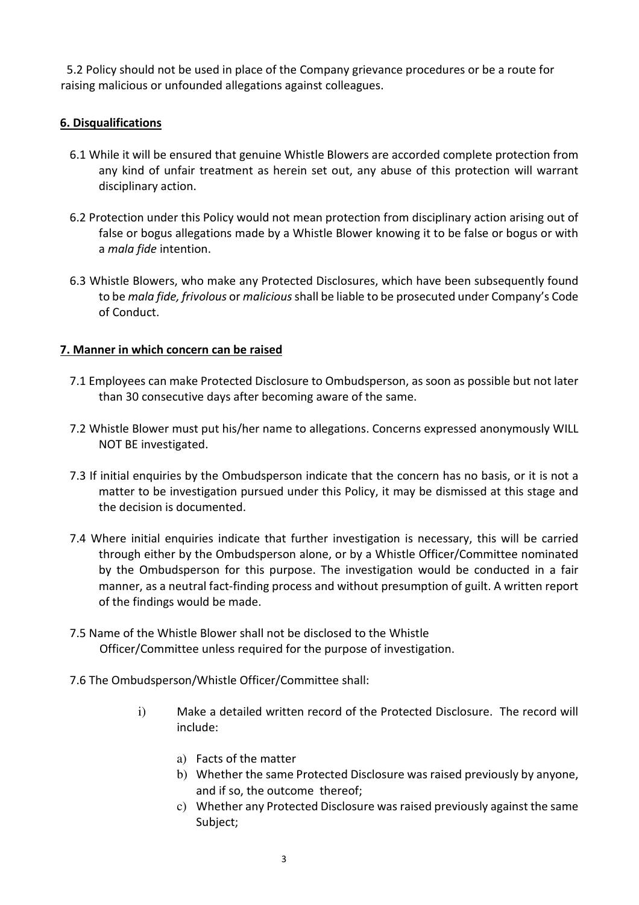5.2 Policy should not be used in place of the Company grievance procedures or be a route for raising malicious or unfounded allegations against colleagues.

## 6. Disqualifications

6.1 While it will be ensured that genuine Whistle Blowers are accorded complete protection from any kind of unfair treatment as herein set out, any abuse of this protection will warrant disciplinary action.

6.2 Protection under this Policy would not mean protection from disciplinary action arising out of false or bogus allegations made by a Whistle Blower knowing it to be false or bogus or with a *mala fide* intention.

6.3 Whistle Blowers, who make any Protected Disclosures, which have been subsequently found to be *mala fide, frivolous* or *malicious* shall be liable to be prosecuted under Company's Code of Conduct.

## 7. Manner in which concern can be raised

7.1 Employees can make Protected Disclosure to Ombudsperson, as soon as possible but not later than 30 consecutive days after becoming aware of the same.

7.2 Whistle Blower must put his/her name to allegations. Concerns expressed anonymously WILL NOT BE investigated.

7.3 If initial enquiries by the Ombudsperson indicate that the concern has no basis, or it is not a matter to be investigation pursued under this Policy, it may be dismissed at this stage and the decision is documented.

7.4 Where initial enquiries indicate that further investigation is necessary, this will be carried through either by the Ombudsperson alone, or by a Whistle Officer/Committee nominated by the Ombudsperson for this purpose. The investigation would be conducted in a fair manner, as a neutral fact-finding process and without presumption of guilt. A written report of the findings would be made.

7.5 Name of the Whistle Blower shall not be disclosed to the Whistle Officer/Committee unless required for the purpose of investigation.

7.6 The Ombudsperson/Whistle Officer/Committee shall:

i) Make a detailed written record of the Protected Disclosure. The record will include:

   a) Facts of the matter
   b) Whether the same Protected Disclosure was raised previously by anyone, and if so, the outcome thereof;
   c) Whether any Protected Disclosure was raised previously against the same Subject;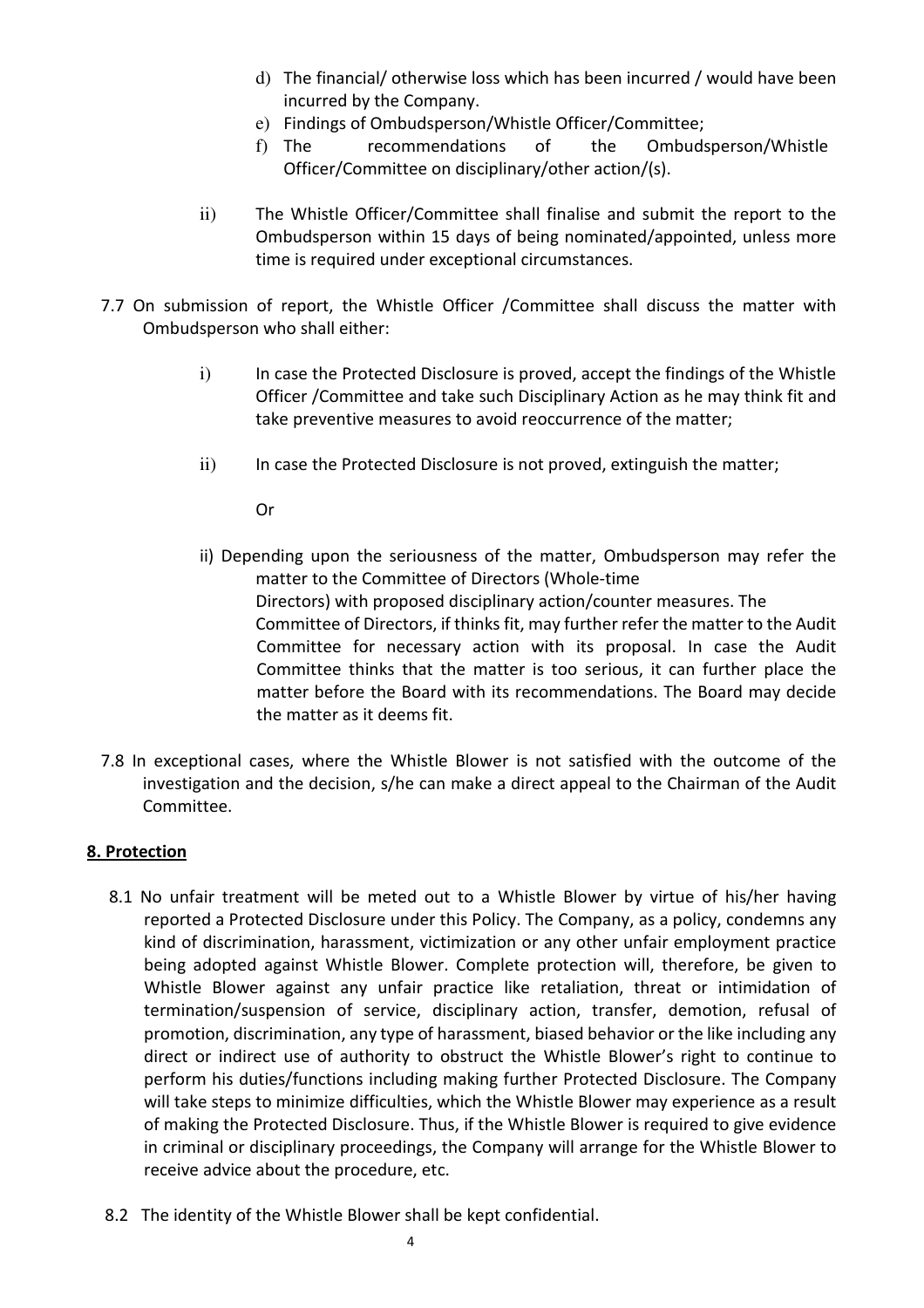d) The financial/ otherwise loss which has been incurred / would have been incurred by the Company.
e) Findings of Ombudsperson/Whistle Officer/Committee;
f) The recommendations of the Ombudsperson/Whistle Officer/Committee on disciplinary/other action/(s).

ii) The Whistle Officer/Committee shall finalise and submit the report to the Ombudsperson within 15 days of being nominated/appointed, unless more time is required under exceptional circumstances.

7.7 On submission of report, the Whistle Officer /Committee shall discuss the matter with Ombudsperson who shall either:

i) In case the Protected Disclosure is proved, accept the findings of the Whistle Officer /Committee and take such Disciplinary Action as he may think fit and take preventive measures to avoid reoccurrence of the matter;

ii) In case the Protected Disclosure is not proved, extinguish the matter;

Or

ii) Depending upon the seriousness of the matter, Ombudsperson may refer the matter to the Committee of Directors (Whole-time Directors) with proposed disciplinary action/counter measures. The Committee of Directors, if thinks fit, may further refer the matter to the Audit Committee for necessary action with its proposal. In case the Audit Committee thinks that the matter is too serious, it can further place the matter before the Board with its recommendations. The Board may decide the matter as it deems fit.

7.8 In exceptional cases, where the Whistle Blower is not satisfied with the outcome of the investigation and the decision, s/he can make a direct appeal to the Chairman of the Audit Committee.

## 8. Protection

8.1 No unfair treatment will be meted out to a Whistle Blower by virtue of his/her having reported a Protected Disclosure under this Policy. The Company, as a policy, condemns any kind of discrimination, harassment, victimization or any other unfair employment practice being adopted against Whistle Blower. Complete protection will, therefore, be given to Whistle Blower against any unfair practice like retaliation, threat or intimidation of termination/suspension of service, disciplinary action, transfer, demotion, refusal of promotion, discrimination, any type of harassment, biased behavior or the like including any direct or indirect use of authority to obstruct the Whistle Blower's right to continue to perform his duties/functions including making further Protected Disclosure. The Company will take steps to minimize difficulties, which the Whistle Blower may experience as a result of making the Protected Disclosure. Thus, if the Whistle Blower is required to give evidence in criminal or disciplinary proceedings, the Company will arrange for the Whistle Blower to receive advice about the procedure, etc.

8.2 The identity of the Whistle Blower shall be kept confidential.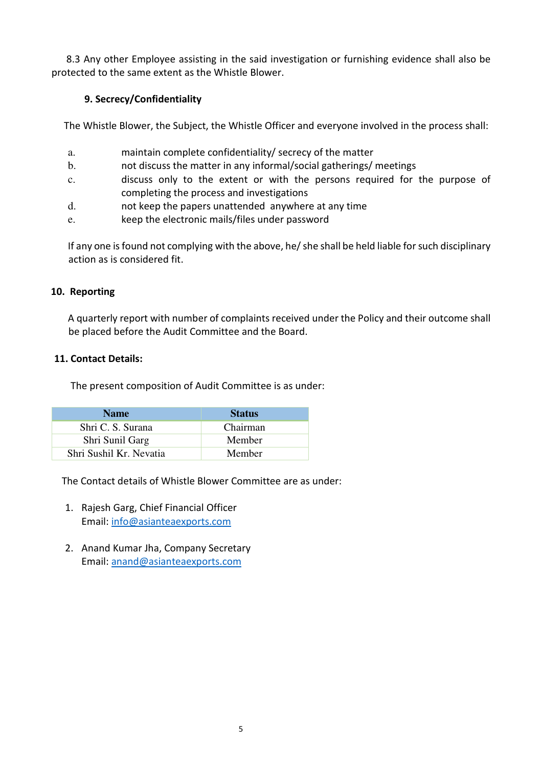8.3 Any other Employee assisting in the said investigation or furnishing evidence shall also be protected to the same extent as the Whistle Blower.

## 9. Secrecy/Confidentiality

The Whistle Blower, the Subject, the Whistle Officer and everyone involved in the process shall:

a. maintain complete confidentiality/ secrecy of the matter
b. not discuss the matter in any informal/social gatherings/ meetings
c. discuss only to the extent or with the persons required for the purpose of completing the process and investigations
d. not keep the papers unattended anywhere at any time
e. keep the electronic mails/files under password

If any one is found not complying with the above, he/ she shall be held liable for such disciplinary action as is considered fit.

## 10. Reporting

A quarterly report with number of complaints received under the Policy and their outcome shall be placed before the Audit Committee and the Board.

## 11. Contact Details:

The present composition of Audit Committee is as under:

| Name | Status |
|---|---|
| Shri C. S. Surana | Chairman |
| Shri Sunil Garg | Member |
| Shri Sushil Kr. Nevatia | Member |

The Contact details of Whistle Blower Committee are as under:

1. Rajesh Garg, Chief Financial Officer
   Email: info@asianteaexports.com

2. Anand Kumar Jha, Company Secretary
   Email: anand@asianteaexports.com